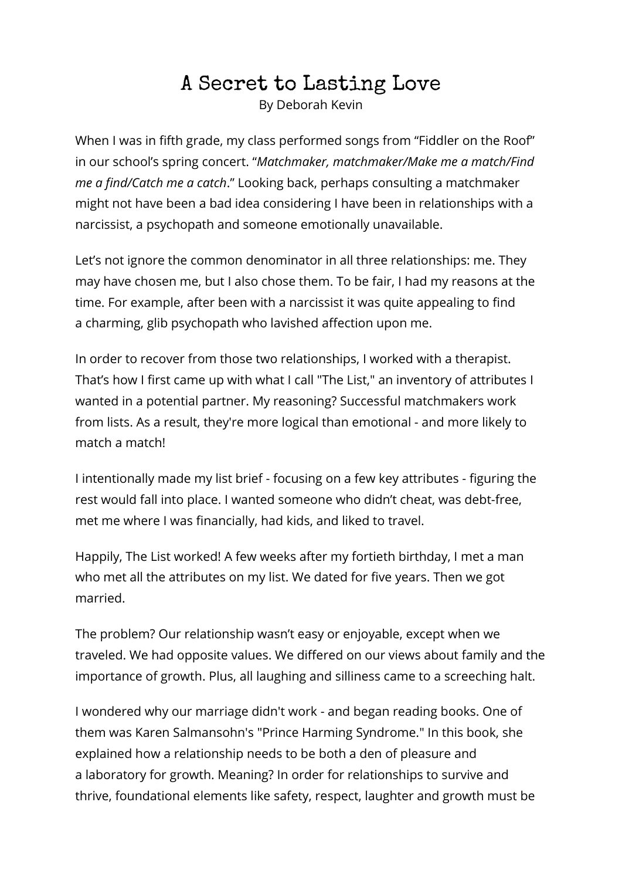# A Secret to Lasting Love

By Deborah Kevin

When I was in fifth grade, my class performed songs from “Fiddler on the Roof” in our school’s spring concert. “*Matchmaker, matchmaker/Make me a match/Find me a find/Catch me a catch*.” Looking back, perhaps consulting a matchmaker might not have been a bad idea considering I have been in relationships with a narcissist, a psychopath and someone emotionally unavailable.

Let’s not ignore the common denominator in all three relationships: me. They may have chosen me, but I also chose them. To be fair, I had my reasons at the time. For example, after been with a narcissist it was quite appealing to find a charming, glib psychopath who lavished affection upon me.

In order to recover from those two relationships, I worked with a therapist. That’s how I first came up with what I call "The List," an inventory of attributes I wanted in a potential partner. My reasoning? Successful matchmakers work from lists. As a result, they're more logical than emotional - and more likely to match a match!

I intentionally made my list brief - focusing on a few key attributes - figuring the rest would fall into place. I wanted someone who didn’t cheat, was debt-free, met me where I was financially, had kids, and liked to travel.

Happily, The List worked! A few weeks after my fortieth birthday, I met a man who met all the attributes on my list. We dated for five years. Then we got married.

The problem? Our relationship wasn’t easy or enjoyable, except when we traveled. We had opposite values. We differed on our views about family and the importance of growth. Plus, all laughing and silliness came to a screeching halt.

I wondered why our marriage didn't work - and began reading books. One of them was Karen Salmansohn's "Prince Harming Syndrome." In this book, she explained how a relationship needs to be both a den of pleasure and a laboratory for growth. Meaning? In order for relationships to survive and thrive, foundational elements like safety, respect, laughter and growth must be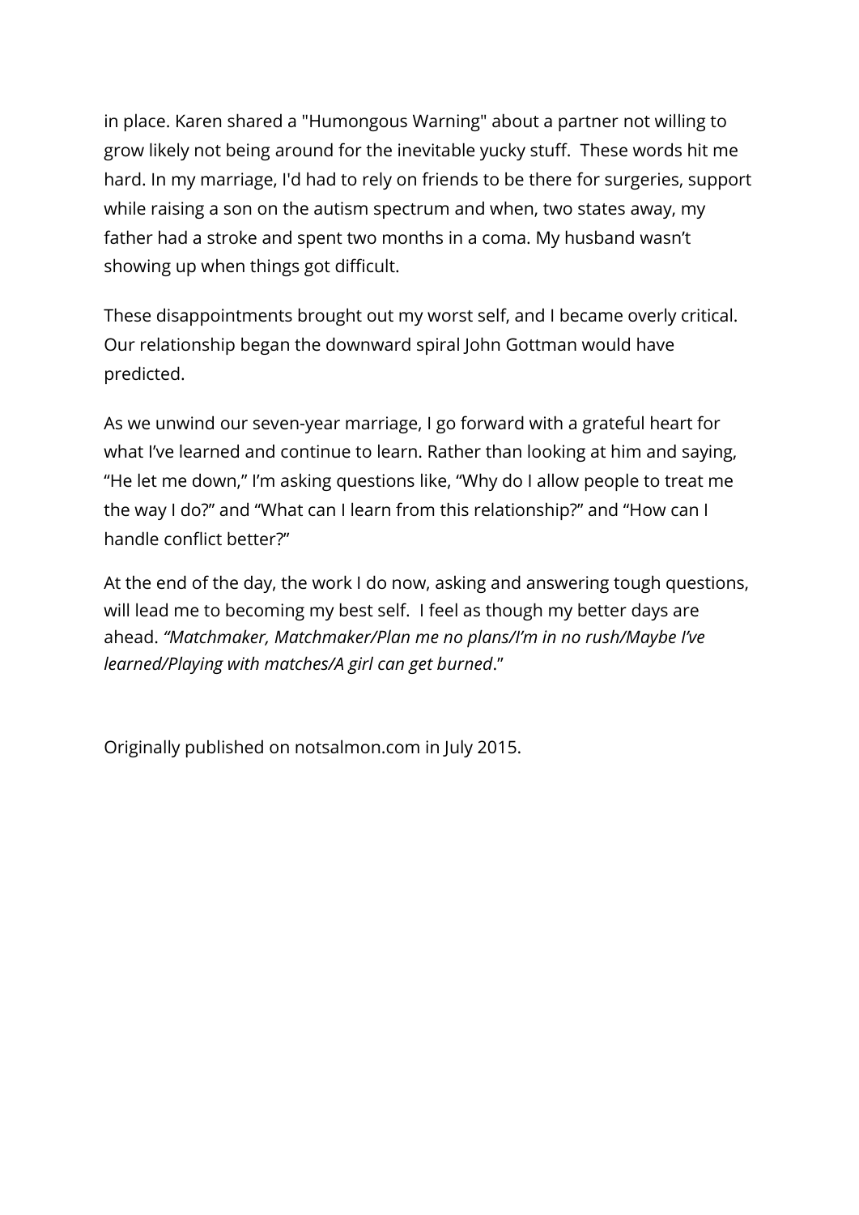in place. Karen shared a "Humongous Warning" about a partner not willing to grow likely not being around for the inevitable yucky stuff. These words hit me hard. In my marriage, I'd had to rely on friends to be there for surgeries, support while raising a son on the autism spectrum and when, two states away, my father had a stroke and spent two months in a coma. My husband wasn't showing up when things got difficult.

These disappointments brought out my worst self, and I became overly critical. Our relationship began the downward spiral John Gottman would have predicted.

As we unwind our seven-year marriage, I go forward with a grateful heart for what I've learned and continue to learn. Rather than looking at him and saying, "He let me down," I'm asking questions like, "Why do I allow people to treat me the way I do?" and "What can I learn from this relationship?" and "How can I handle conflict better?"

At the end of the day, the work I do now, asking and answering tough questions, will lead me to becoming my best self. I feel as though my better days are ahead. *"Matchmaker, Matchmaker/Plan me no plans/I'm in no rush/Maybe I've learned/Playing with matches/A girl can get burned*."

Originally published on notsalmon.com in July 2015.